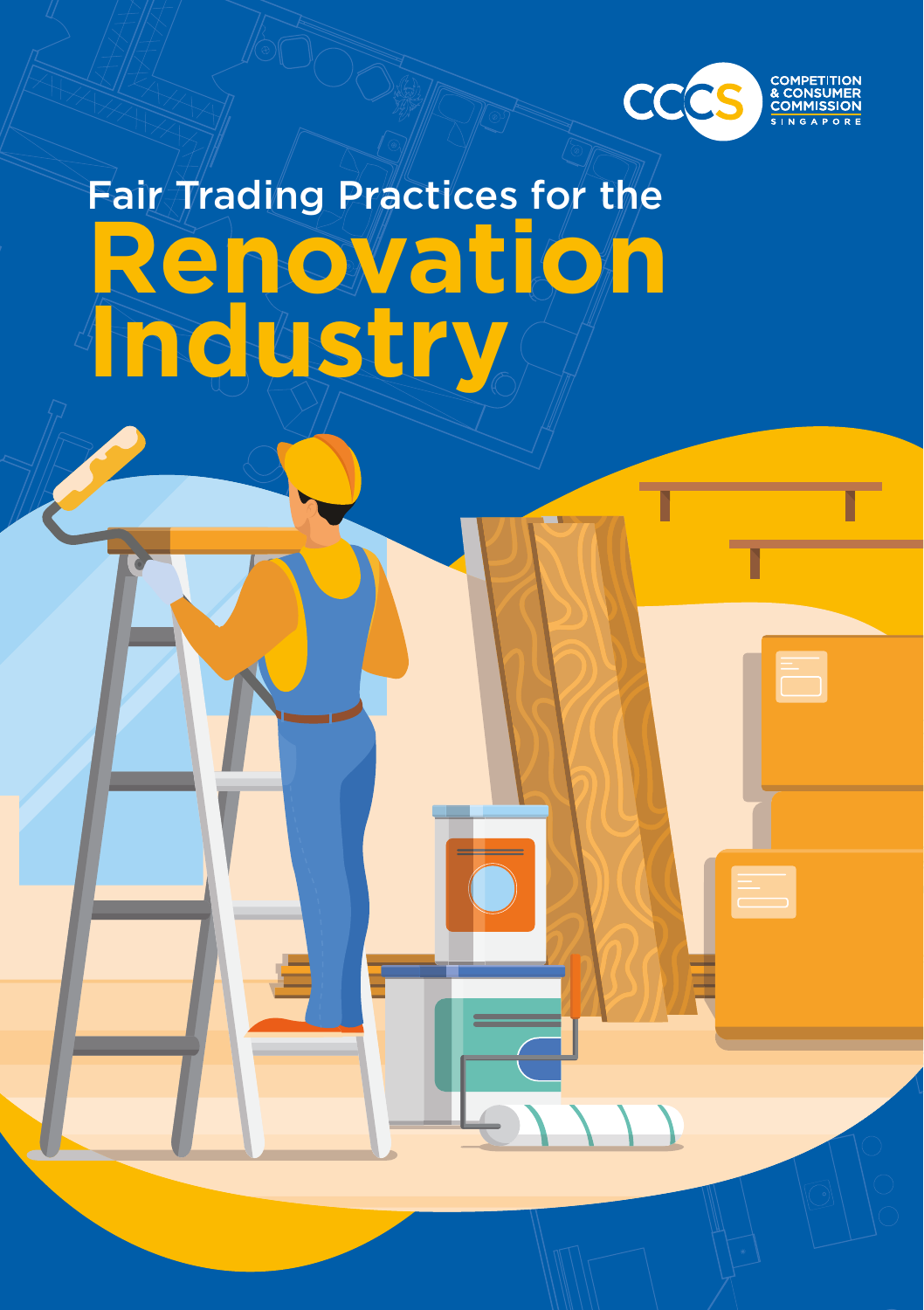COMPETITION & CONSUMER COMMISSION SINGAPORE

# Fair Trading Practices for the Renovation Industry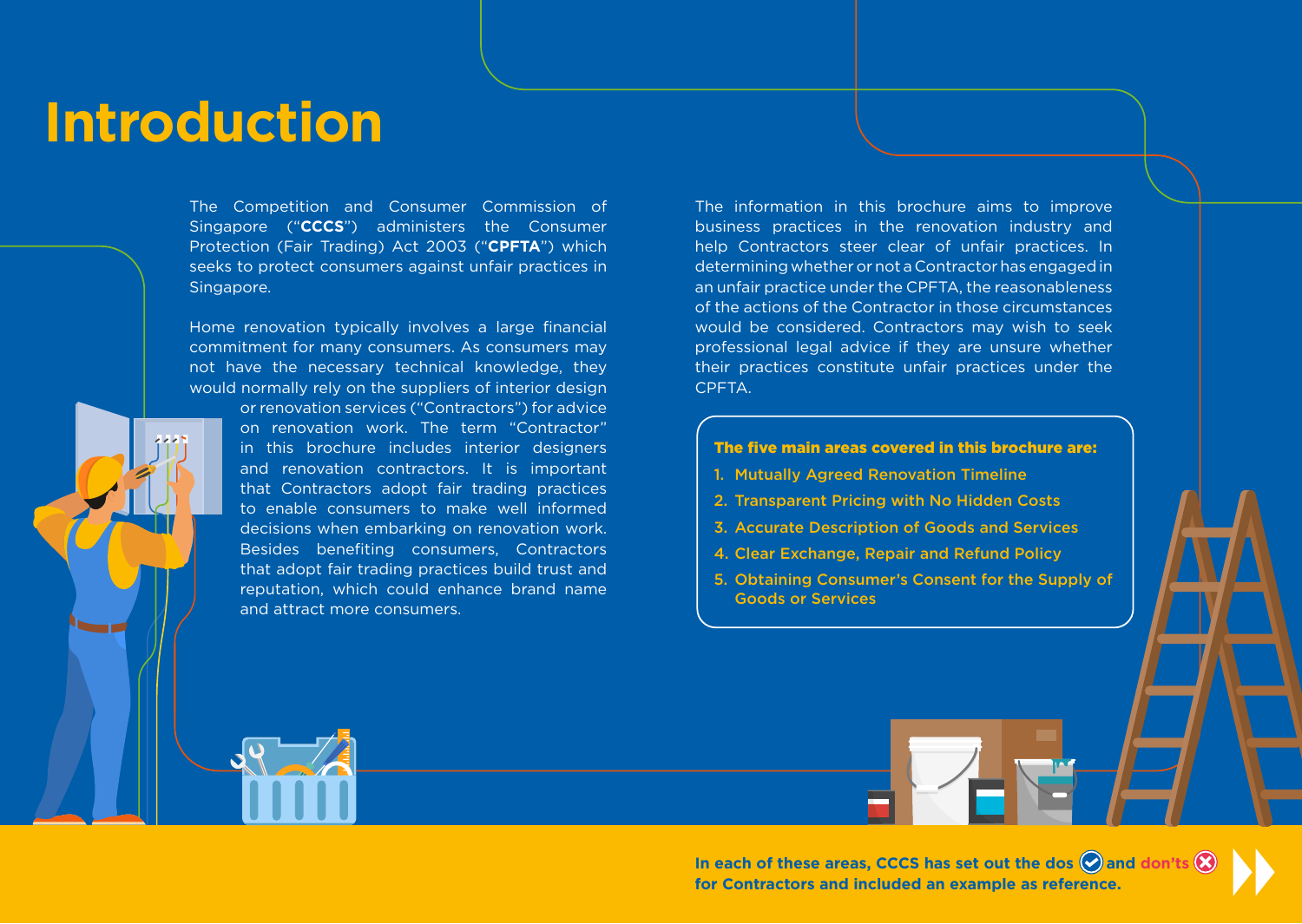# Introduction

The Competition and Consumer Commission of Singapore ("**CCCS**") administers the Consumer Protection (Fair Trading) Act 2003 ("**CPFTA**") which seeks to protect consumers against unfair practices in Singapore.

Home renovation typically involves a large financial commitment for many consumers. As consumers may not have the necessary technical knowledge, they would normally rely on the suppliers of interior design or renovation services ("Contractors") for advice on renovation work. The term "Contractor" in this brochure includes interior designers and renovation contractors. It is important that Contractors adopt fair trading practices to enable consumers to make well informed decisions when embarking on renovation work. Besides benefiting consumers, Contractors that adopt fair trading practices build trust and reputation, which could enhance brand name and attract more consumers.

The information in this brochure aims to improve business practices in the renovation industry and help Contractors steer clear of unfair practices. In determining whether or not a Contractor has engaged in an unfair practice under the CPFTA, the reasonableness of the actions of the Contractor in those circumstances would be considered. Contractors may wish to seek professional legal advice if they are unsure whether their practices constitute unfair practices under the CPFTA.

**The five main areas covered in this brochure are:**

1. Mutually Agreed Renovation Timeline
2. Transparent Pricing with No Hidden Costs
3. Accurate Description of Goods and Services
4. Clear Exchange, Repair and Refund Policy
5. Obtaining Consumer's Consent for the Supply of Goods or Services

**In each of these areas, CCCS has set out the dos and don'ts for Contractors and included an example as reference.**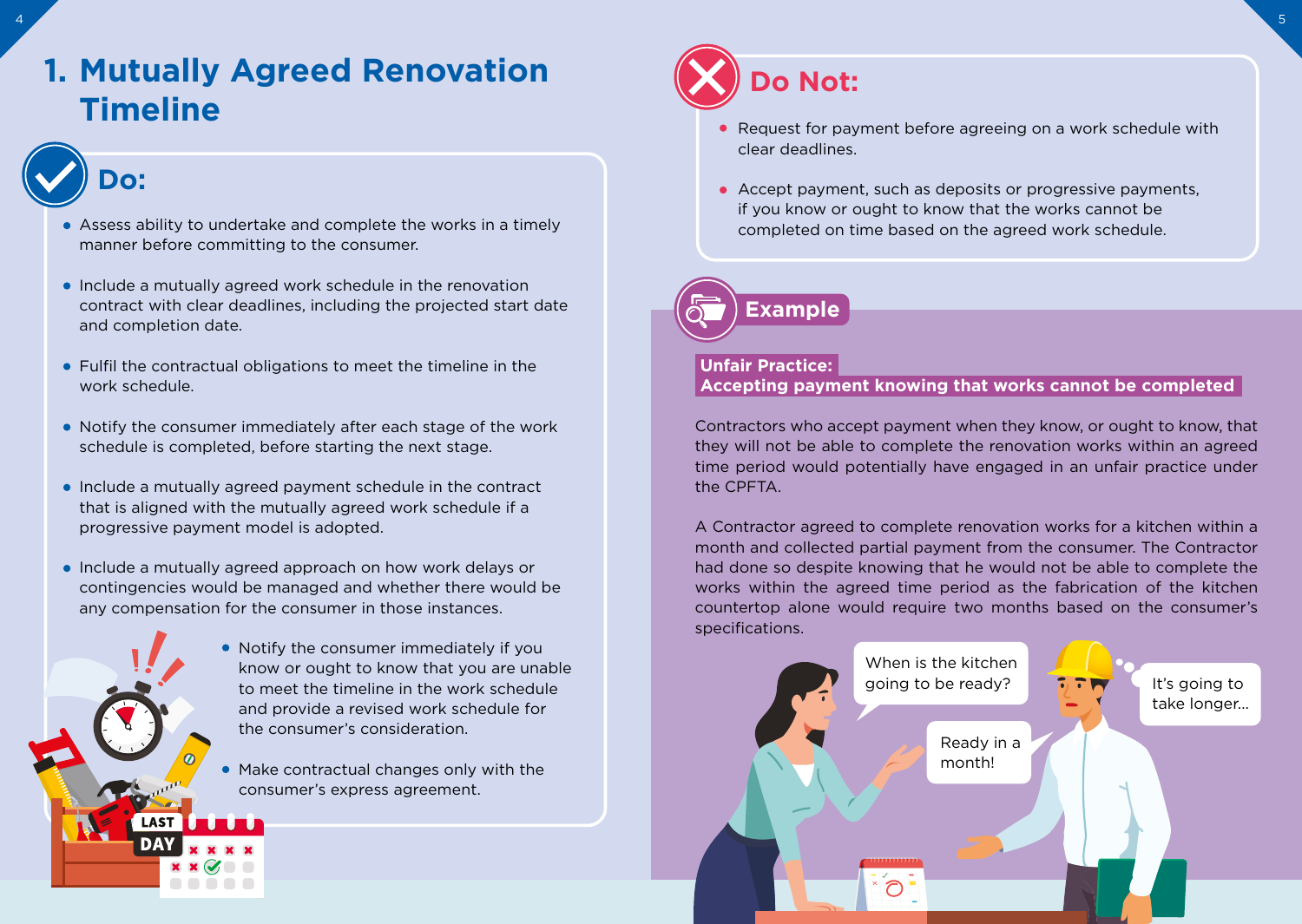# 1. Mutually Agreed Renovation Timeline

## Do:

- Assess ability to undertake and complete the works in a timely manner before committing to the consumer.
- Include a mutually agreed work schedule in the renovation contract with clear deadlines, including the projected start date and completion date.
- Fulfil the contractual obligations to meet the timeline in the work schedule.
- Notify the consumer immediately after each stage of the work schedule is completed, before starting the next stage.
- Include a mutually agreed payment schedule in the contract that is aligned with the mutually agreed work schedule if a progressive payment model is adopted.
- Include a mutually agreed approach on how work delays or contingencies would be managed and whether there would be any compensation for the consumer in those instances.
- Notify the consumer immediately if you know or ought to know that you are unable to meet the timeline in the work schedule and provide a revised work schedule for the consumer's consideration.
- Make contractual changes only with the consumer's express agreement.

## Do Not:

- Request for payment before agreeing on a work schedule with clear deadlines.
- Accept payment, such as deposits or progressive payments, if you know or ought to know that the works cannot be completed on time based on the agreed work schedule.

## Example

**Unfair Practice:**
**Accepting payment knowing that works cannot be completed**

Contractors who accept payment when they know, or ought to know, that they will not be able to complete the renovation works within an agreed time period would potentially have engaged in an unfair practice under the CPFTA.

A Contractor agreed to complete renovation works for a kitchen within a month and collected partial payment from the consumer. The Contractor had done so despite knowing that he would not be able to complete the works within the agreed time period as the fabrication of the kitchen countertop alone would require two months based on the consumer's specifications.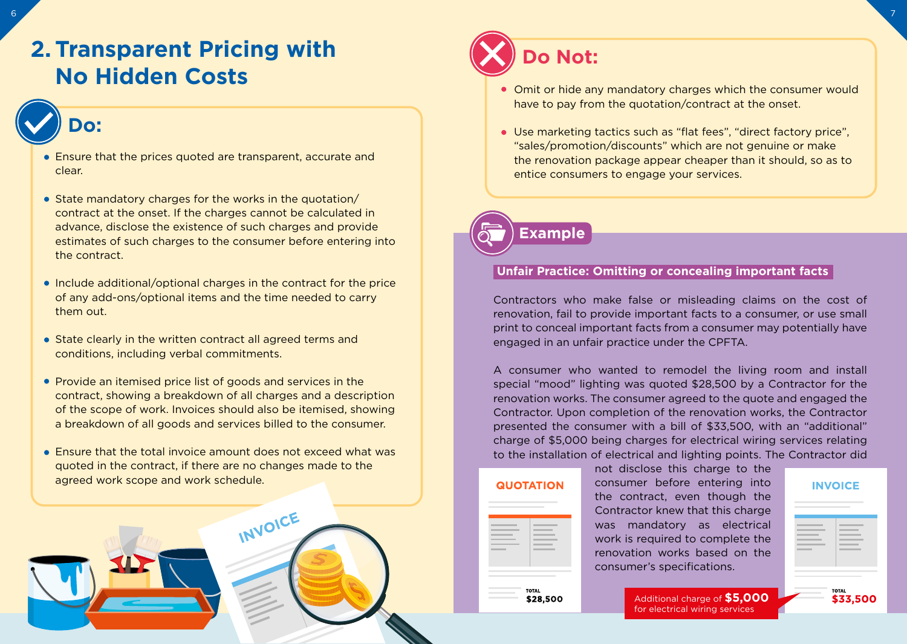## 2. Transparent Pricing with No Hidden Costs

### Do:

- Ensure that the prices quoted are transparent, accurate and clear.
- State mandatory charges for the works in the quotation/contract at the onset. If the charges cannot be calculated in advance, disclose the existence of such charges and provide estimates of such charges to the consumer before entering into the contract.
- Include additional/optional charges in the contract for the price of any add-ons/optional items and the time needed to carry them out.
- State clearly in the written contract all agreed terms and conditions, including verbal commitments.
- Provide an itemised price list of goods and services in the contract, showing a breakdown of all charges and a description of the scope of work. Invoices should also be itemised, showing a breakdown of all goods and services billed to the consumer.
- Ensure that the total invoice amount does not exceed what was quoted in the contract, if there are no changes made to the agreed work scope and work schedule.

### Do Not:

- Omit or hide any mandatory charges which the consumer would have to pay from the quotation/contract at the onset.
- Use marketing tactics such as "flat fees", "direct factory price", "sales/promotion/discounts" which are not genuine or make the renovation package appear cheaper than it should, so as to entice consumers to engage your services.

### Example

**Unfair Practice: Omitting or concealing important facts**

Contractors who make false or misleading claims on the cost of renovation, fail to provide important facts to a consumer, or use small print to conceal important facts from a consumer may potentially have engaged in an unfair practice under the CPFTA.

A consumer who wanted to remodel the living room and install special "mood" lighting was quoted $28,500 by a Contractor for the renovation works. The consumer agreed to the quote and engaged the Contractor. Upon completion of the renovation works, the Contractor presented the consumer with a bill of $33,500, with an "additional" charge of $5,000 being charges for electrical wiring services relating to the installation of electrical and lighting points. The Contractor did not disclose this charge to the consumer before entering into the contract, even though the Contractor knew that this charge was mandatory as electrical work is required to complete the renovation works based on the consumer's specifications.

QUOTATION — TOTAL $28,500

Additional charge of $5,000 for electrical wiring services

INVOICE — TOTAL $33,500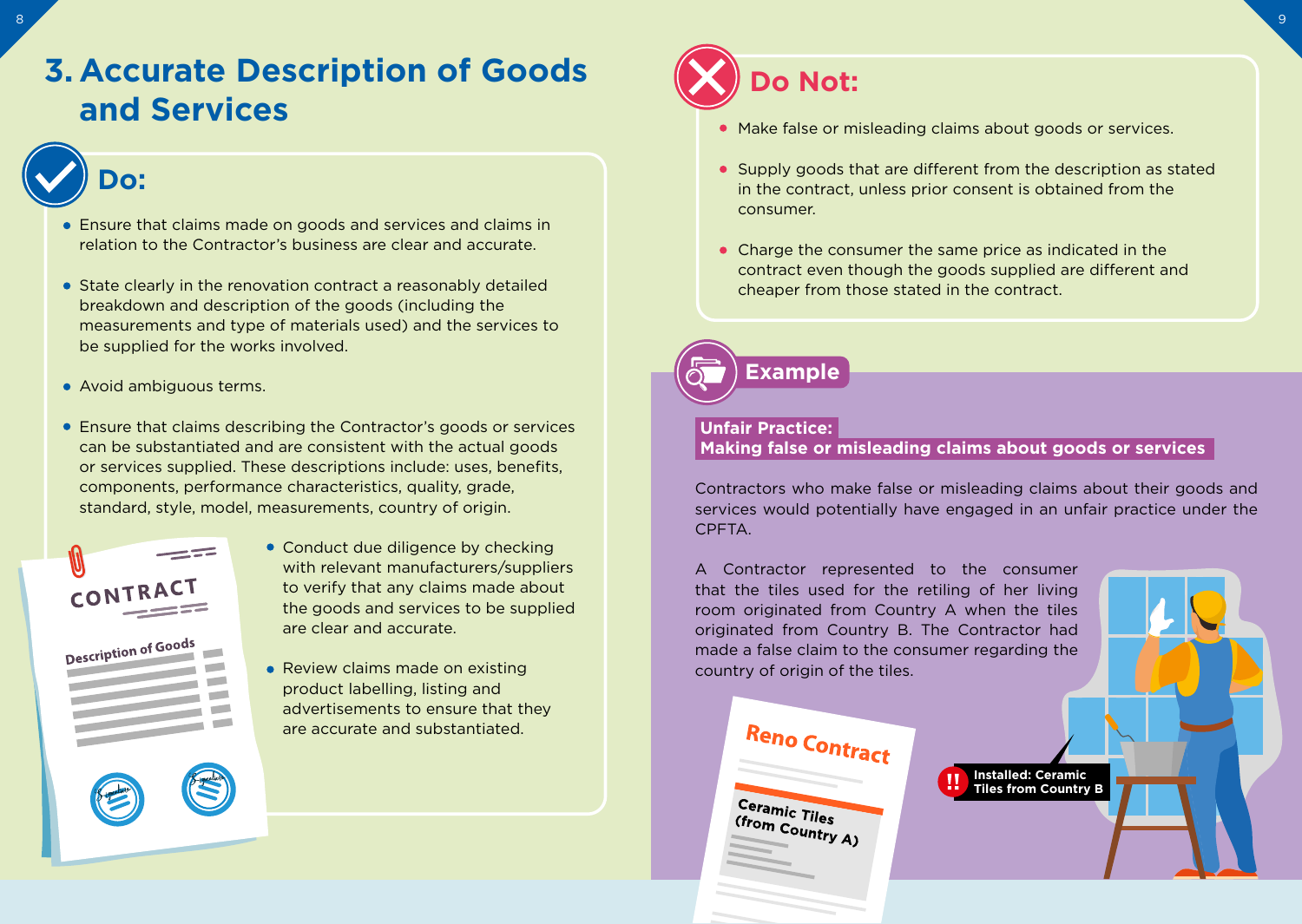## 3. Accurate Description of Goods and Services

### Do:

- Ensure that claims made on goods and services and claims in relation to the Contractor's business are clear and accurate.
- State clearly in the renovation contract a reasonably detailed breakdown and description of the goods (including the measurements and type of materials used) and the services to be supplied for the works involved.
- Avoid ambiguous terms.
- Ensure that claims describing the Contractor's goods or services can be substantiated and are consistent with the actual goods or services supplied. These descriptions include: uses, benefits, components, performance characteristics, quality, grade, standard, style, model, measurements, country of origin.
- Conduct due diligence by checking with relevant manufacturers/suppliers to verify that any claims made about the goods and services to be supplied are clear and accurate.
- Review claims made on existing product labelling, listing and advertisements to ensure that they are accurate and substantiated.

### Do Not:

- Make false or misleading claims about goods or services.
- Supply goods that are different from the description as stated in the contract, unless prior consent is obtained from the consumer.
- Charge the consumer the same price as indicated in the contract even though the goods supplied are different and cheaper from those stated in the contract.

### Example

**Unfair Practice:**
**Making false or misleading claims about goods or services**

Contractors who make false or misleading claims about their goods and services would potentially have engaged in an unfair practice under the CPFTA.

A Contractor represented to the consumer that the tiles used for the retiling of her living room originated from Country A when the tiles originated from Country B. The Contractor had made a false claim to the consumer regarding the country of origin of the tiles.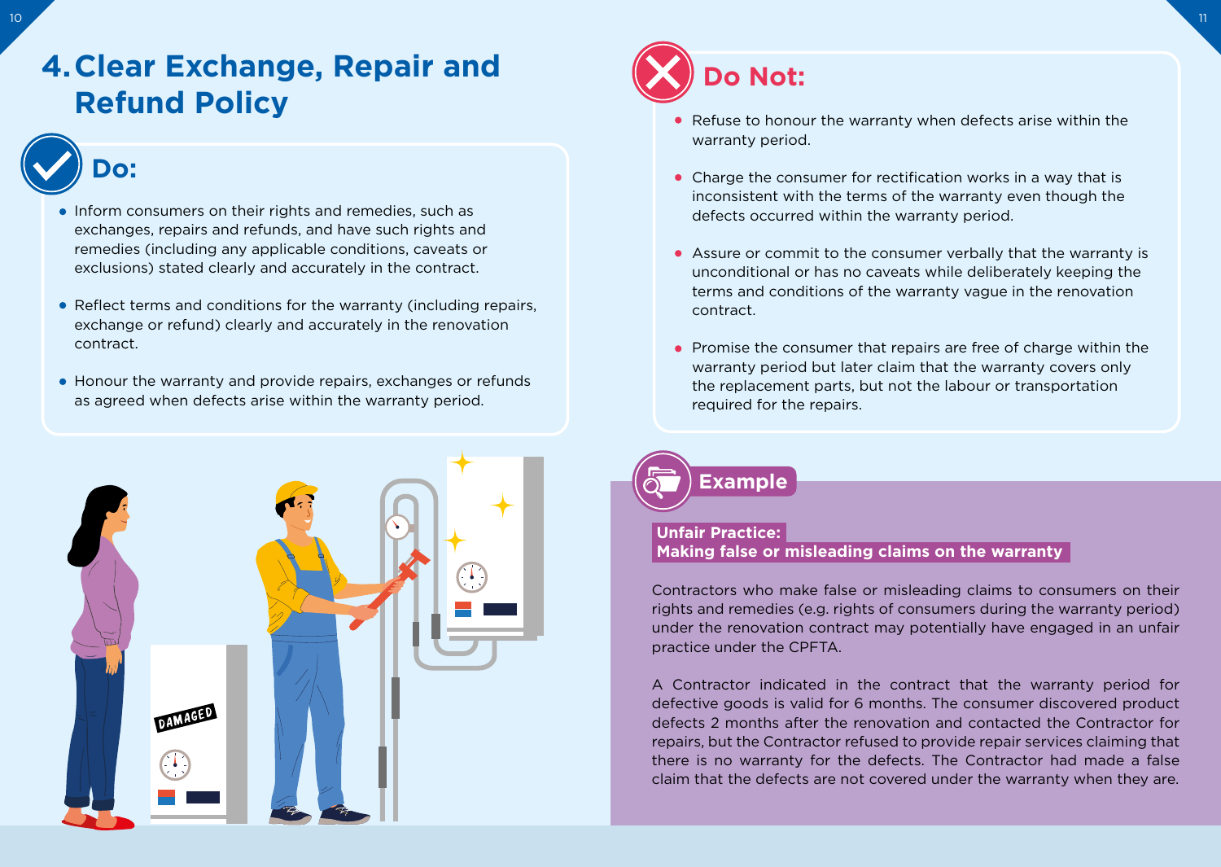# 4. Clear Exchange, Repair and Refund Policy

## Do:

- Inform consumers on their rights and remedies, such as exchanges, repairs and refunds, and have such rights and remedies (including any applicable conditions, caveats or exclusions) stated clearly and accurately in the contract.
- Reflect terms and conditions for the warranty (including repairs, exchange or refund) clearly and accurately in the renovation contract.
- Honour the warranty and provide repairs, exchanges or refunds as agreed when defects arise within the warranty period.

## Do Not:

- Refuse to honour the warranty when defects arise within the warranty period.
- Charge the consumer for rectification works in a way that is inconsistent with the terms of the warranty even though the defects occurred within the warranty period.
- Assure or commit to the consumer verbally that the warranty is unconditional or has no caveats while deliberately keeping the terms and conditions of the warranty vague in the renovation contract.
- Promise the consumer that repairs are free of charge within the warranty period but later claim that the warranty covers only the replacement parts, but not the labour or transportation required for the repairs.

## Example

**Unfair Practice:**
**Making false or misleading claims on the warranty**

Contractors who make false or misleading claims to consumers on their rights and remedies (e.g. rights of consumers during the warranty period) under the renovation contract may potentially have engaged in an unfair practice under the CPFTA.

A Contractor indicated in the contract that the warranty period for defective goods is valid for 6 months. The consumer discovered product defects 2 months after the renovation and contacted the Contractor for repairs, but the Contractor refused to provide repair services claiming that there is no warranty for the defects. The Contractor had made a false claim that the defects are not covered under the warranty when they are.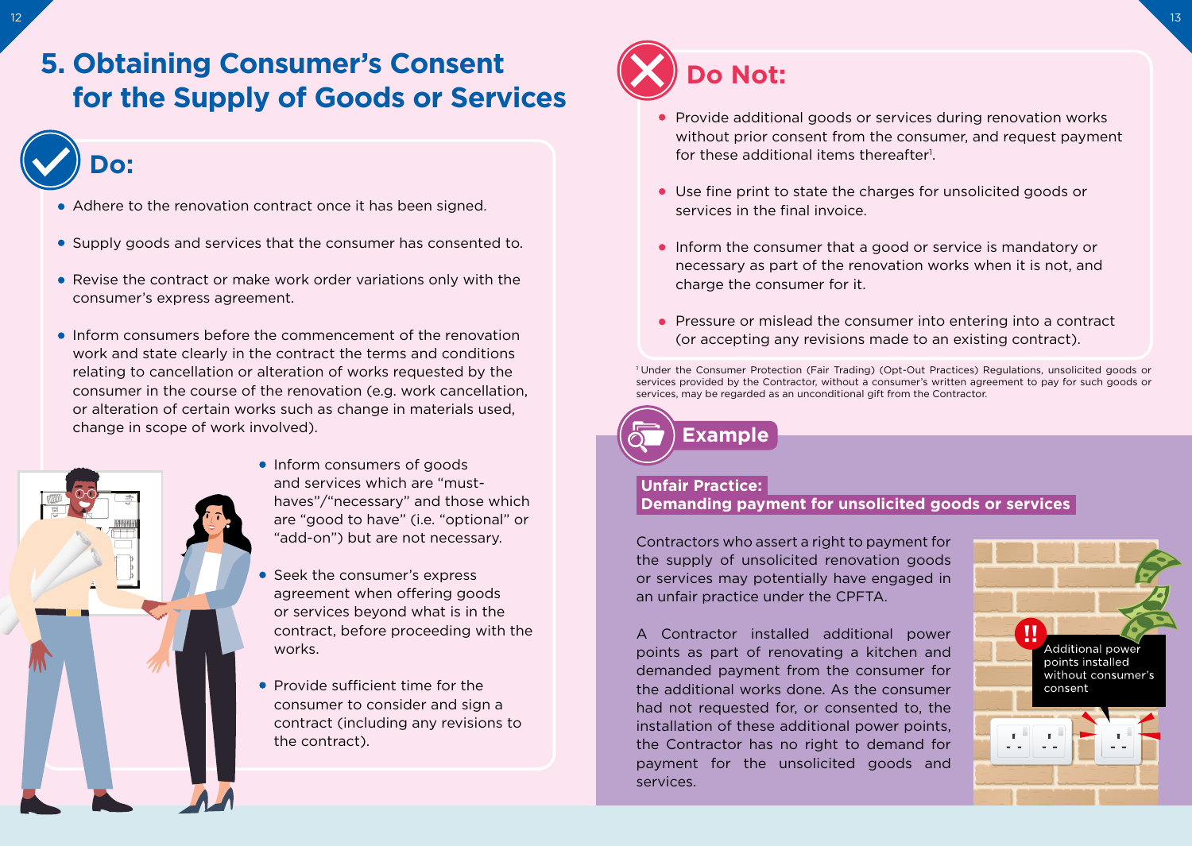# 5. Obtaining Consumer's Consent for the Supply of Goods or Services

## Do:

- Adhere to the renovation contract once it has been signed.
- Supply goods and services that the consumer has consented to.
- Revise the contract or make work order variations only with the consumer's express agreement.
- Inform consumers before the commencement of the renovation work and state clearly in the contract the terms and conditions relating to cancellation or alteration of works requested by the consumer in the course of the renovation (e.g. work cancellation, or alteration of certain works such as change in materials used, change in scope of work involved).
- Inform consumers of goods and services which are "must-haves"/"necessary" and those which are "good to have" (i.e. "optional" or "add-on") but are not necessary.
- Seek the consumer's express agreement when offering goods or services beyond what is in the contract, before proceeding with the works.
- Provide sufficient time for the consumer to consider and sign a contract (including any revisions to the contract).

## Do Not:

- Provide additional goods or services during renovation works without prior consent from the consumer, and request payment for these additional items thereafter[1].
- Use fine print to state the charges for unsolicited goods or services in the final invoice.
- Inform the consumer that a good or service is mandatory or necessary as part of the renovation works when it is not, and charge the consumer for it.
- Pressure or mislead the consumer into entering into a contract (or accepting any revisions made to an existing contract).

[1] Under the Consumer Protection (Fair Trading) (Opt-Out Practices) Regulations, unsolicited goods or services provided by the Contractor, without a consumer's written agreement to pay for such goods or services, may be regarded as an unconditional gift from the Contractor.

## Example

**Unfair Practice: Demanding payment for unsolicited goods or services**

Contractors who assert a right to payment for the supply of unsolicited renovation goods or services may potentially have engaged in an unfair practice under the CPFTA.

A Contractor installed additional power points as part of renovating a kitchen and demanded payment from the consumer for the additional works done. As the consumer had not requested for, or consented to, the installation of these additional power points, the Contractor has no right to demand for payment for the unsolicited goods and services.

Additional power points installed without consumer's consent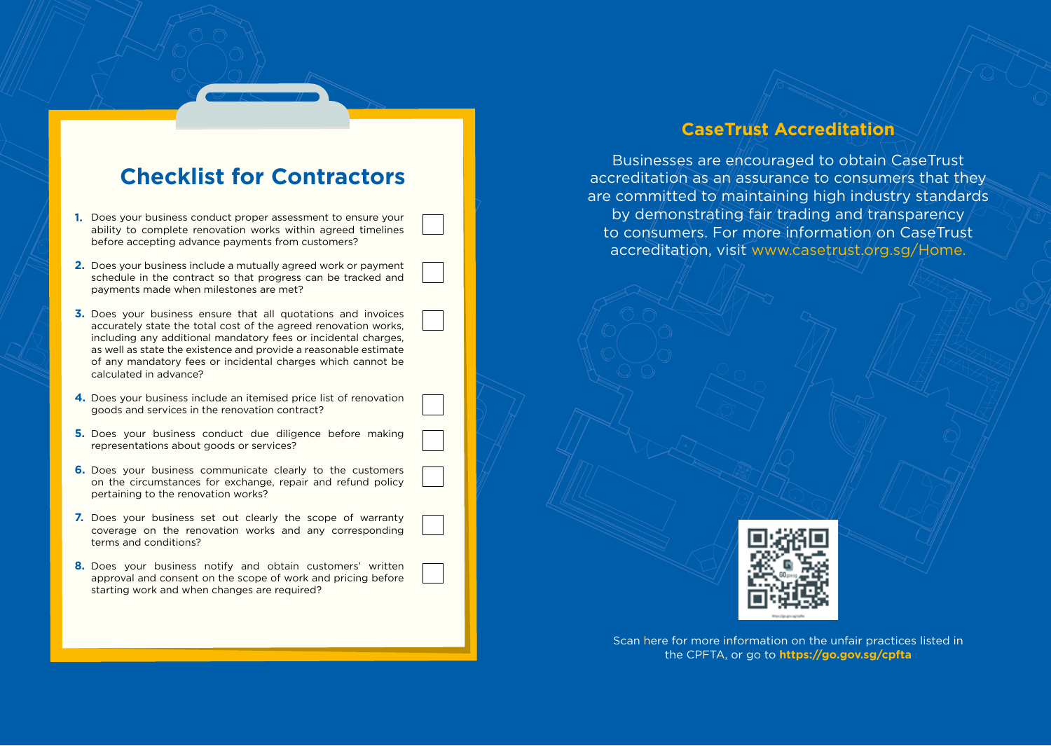## Checklist for Contractors

1. Does your business conduct proper assessment to ensure your ability to complete renovation works within agreed timelines before accepting advance payments from customers? ☐
2. Does your business include a mutually agreed work or payment schedule in the contract so that progress can be tracked and payments made when milestones are met? ☐
3. Does your business ensure that all quotations and invoices accurately state the total cost of the agreed renovation works, including any additional mandatory fees or incidental charges, as well as state the existence and provide a reasonable estimate of any mandatory fees or incidental charges which cannot be calculated in advance? ☐
4. Does your business include an itemised price list of renovation goods and services in the renovation contract? ☐
5. Does your business conduct due diligence before making representations about goods or services? ☐
6. Does your business communicate clearly to the customers on the circumstances for exchange, repair and refund policy pertaining to the renovation works? ☐
7. Does your business set out clearly the scope of warranty coverage on the renovation works and any corresponding terms and conditions? ☐
8. Does your business notify and obtain customers' written approval and consent on the scope of work and pricing before starting work and when changes are required? ☐

## CaseTrust Accreditation

Businesses are encouraged to obtain CaseTrust accreditation as an assurance to consumers that they are committed to maintaining high industry standards by demonstrating fair trading and transparency to consumers. For more information on CaseTrust accreditation, visit www.casetrust.org.sg/Home.

Scan here for more information on the unfair practices listed in the CPFTA, or go to **https://go.gov.sg/cpfta**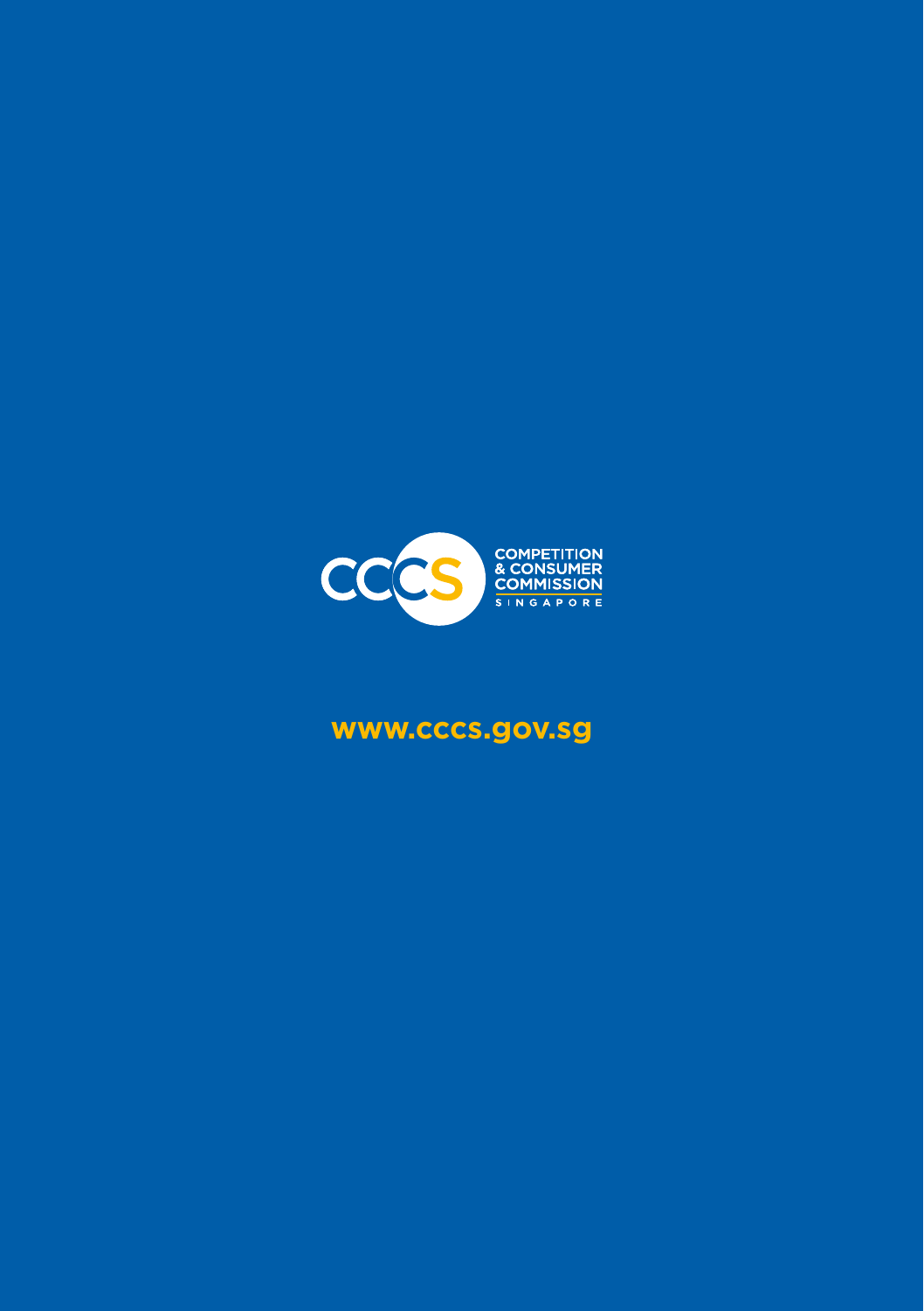COMPETITION & CONSUMER COMMISSION SINGAPORE

**www.cccs.gov.sg**